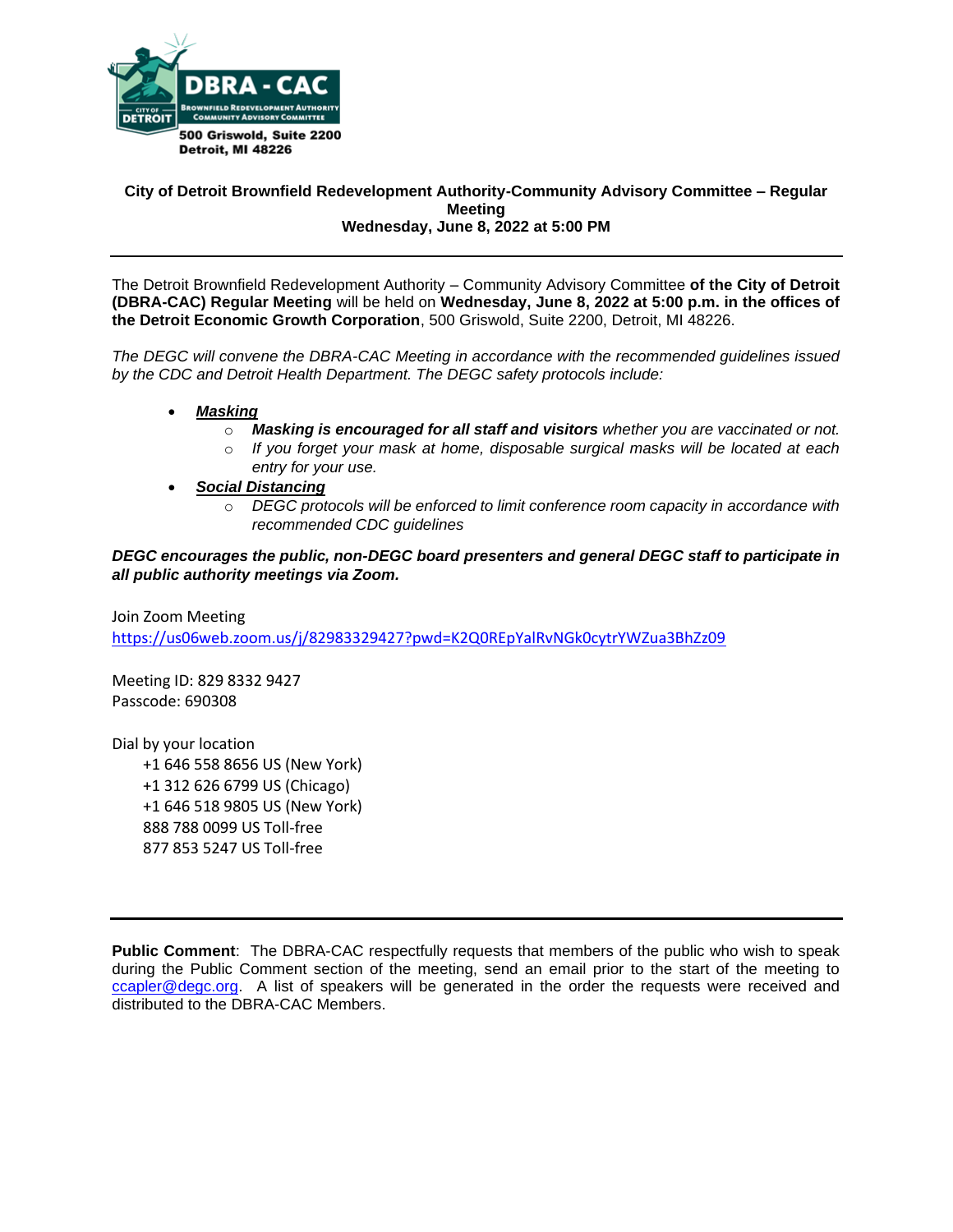DBRA - CAC
Brownfield Redevelopment Authority
Community Advisory Committee
City of Detroit

**500 Griswold, Suite 2200**
**Detroit, MI 48226**

**City of Detroit Brownfield Redevelopment Authority-Community Advisory Committee – Regular Meeting**
**Wednesday, June 8, 2022 at 5:00 PM**

---

The Detroit Brownfield Redevelopment Authority – Community Advisory Committee **of the City of Detroit (DBRA-CAC) Regular Meeting** will be held on **Wednesday, June 8, 2022 at 5:00 p.m. in the offices of the Detroit Economic Growth Corporation**, 500 Griswold, Suite 2200, Detroit, MI 48226.

*The DEGC will convene the DBRA-CAC Meeting in accordance with the recommended guidelines issued by the CDC and Detroit Health Department. The DEGC safety protocols include:*

- ***Masking***
  - ***Masking is encouraged for all staff and visitors*** *whether you are vaccinated or not.*
  - *If you forget your mask at home, disposable surgical masks will be located at each entry for your use.*
- ***Social Distancing***
  - *DEGC protocols will be enforced to limit conference room capacity in accordance with recommended CDC guidelines*

***DEGC encourages the public, non-DEGC board presenters and general DEGC staff to participate in all public authority meetings via Zoom.***

Join Zoom Meeting
https://us06web.zoom.us/j/82983329427?pwd=K2Q0REpYalRvNGk0cytrYWZua3BhZz09

Meeting ID: 829 8332 9427
Passcode: 690308

Dial by your location
+1 646 558 8656 US (New York)
+1 312 626 6799 US (Chicago)
+1 646 518 9805 US (New York)
888 788 0099 US Toll-free
877 853 5247 US Toll-free

---

**Public Comment**: The DBRA-CAC respectfully requests that members of the public who wish to speak during the Public Comment section of the meeting, send an email prior to the start of the meeting to ccapler@degc.org. A list of speakers will be generated in the order the requests were received and distributed to the DBRA-CAC Members.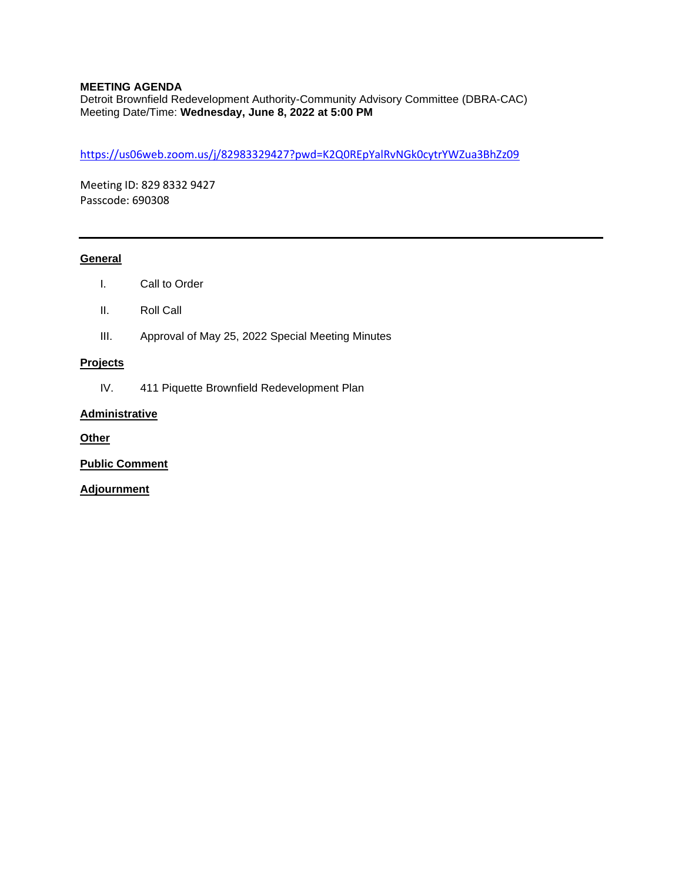**MEETING AGENDA**
Detroit Brownfield Redevelopment Authority-Community Advisory Committee (DBRA-CAC)
Meeting Date/Time: **Wednesday, June 8, 2022 at 5:00 PM**

https://us06web.zoom.us/j/82983329427?pwd=K2Q0REpYalRvNGk0cytrYWZua3BhZz09

Meeting ID: 829 8332 9427
Passcode: 690308

---

**General**

I. Call to Order

II. Roll Call

III. Approval of May 25, 2022 Special Meeting Minutes

**Projects**

IV. 411 Piquette Brownfield Redevelopment Plan

**Administrative**

**Other**

**Public Comment**

**Adjournment**